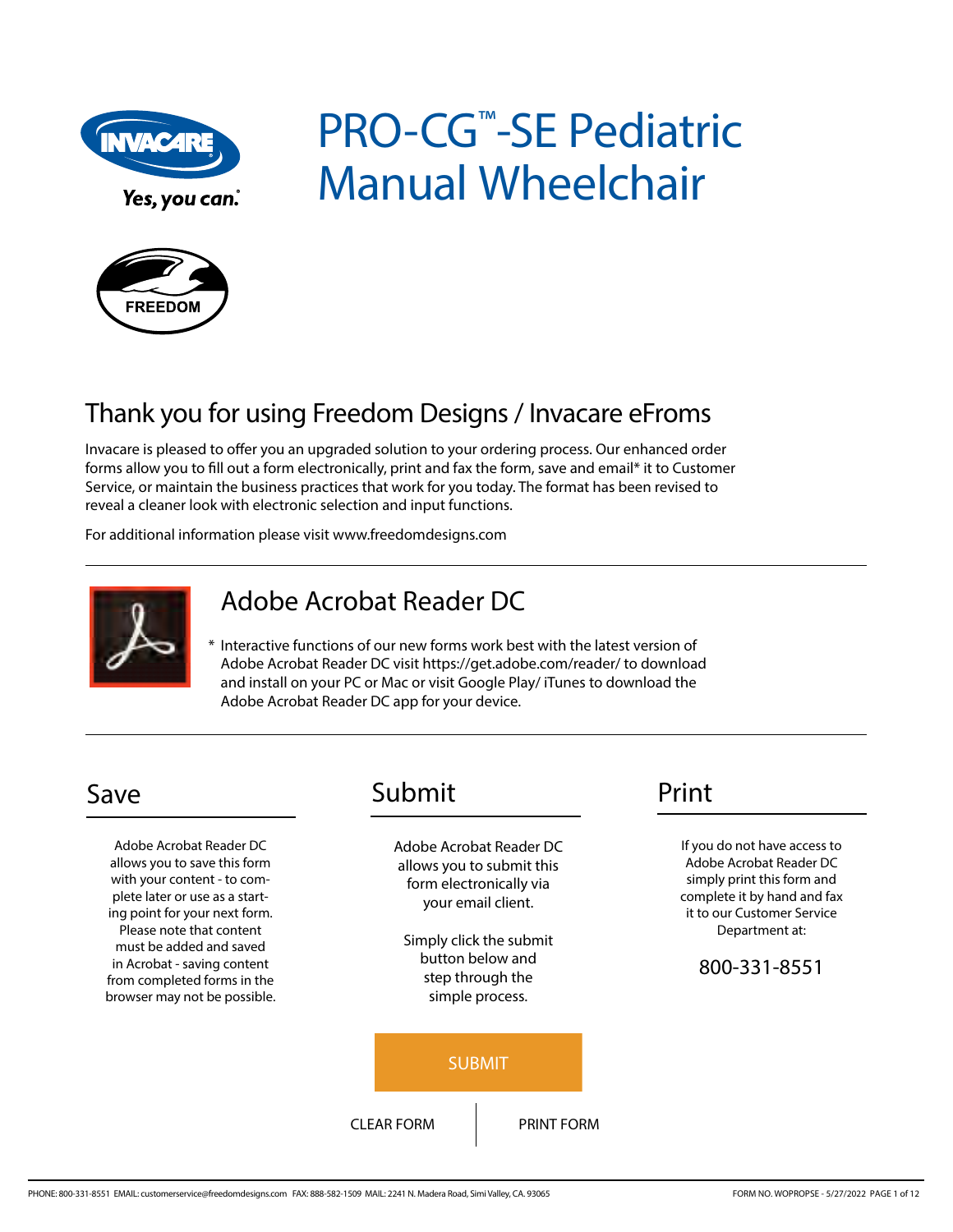# PRO-CG™-SE Pediatric Manual Wheelchair

Yes, you can.

FREEDOM

## Thank you for using Freedom Designs / Invacare eFroms

Invacare is pleased to offer you an upgraded solution to your ordering process. Our enhanced order forms allow you to fill out a form electronically, print and fax the form, save and email* it to Customer Service, or maintain the business practices that work for you today. The format has been revised to reveal a cleaner look with electronic selection and input functions.

For additional information please visit www.freedomdesigns.com

## Adobe Acrobat Reader DC

* Interactive functions of our new forms work best with the latest version of Adobe Acrobat Reader DC visit https://get.adobe.com/reader/ to download and install on your PC or Mac or visit Google Play/ iTunes to download the Adobe Acrobat Reader DC app for your device.

## Save

Adobe Acrobat Reader DC allows you to save this form with your content - to complete later or use as a starting point for your next form. Please note that content must be added and saved in Acrobat - saving content from completed forms in the browser may not be possible.

## Submit

Adobe Acrobat Reader DC allows you to submit this form electronically via your email client.

Simply click the submit button below and step through the simple process.

SUBMIT

CLEAR FORM | PRINT FORM

## Print

If you do not have access to Adobe Acrobat Reader DC simply print this form and complete it by hand and fax it to our Customer Service Department at:

800-331-8551

PHONE: 800-331-8551 EMAIL: customerservice@freedomdesigns.com FAX: 888-582-1509 MAIL: 2241 N. Madera Road, Simi Valley, CA. 93065

FORM NO. WOPROPSE - 5/27/2022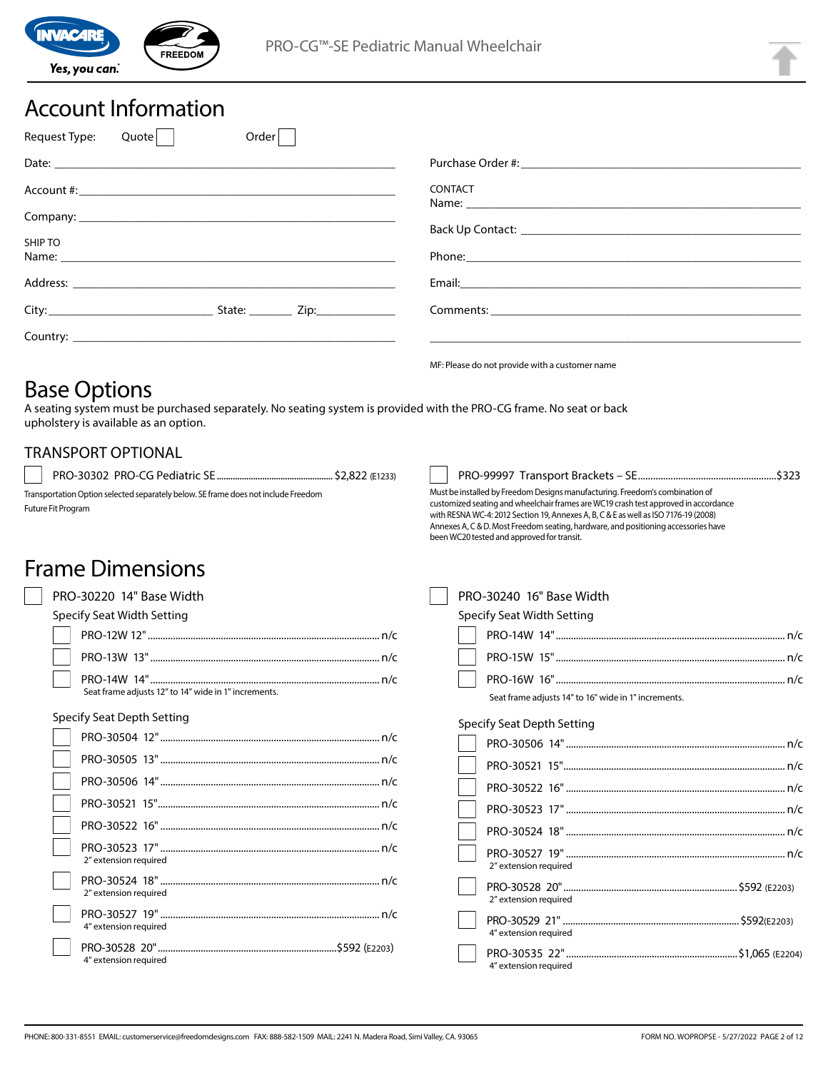# Account Information

Request Type: Quote ☐ Order ☐

Date: ____________________

Account #: ____________________

Company: ____________________

SHIP TO
Name: ____________________

Address: ____________________

City: ____________ State: ______ Zip: ________

Country: ____________________

Purchase Order #: ____________________

CONTACT
Name: ____________________

Back Up Contact: ____________________

Phone: ____________________

Email: ____________________

Comments: ____________________

____________________

MF: Please do not provide with a customer name

# Base Options

A seating system must be purchased separately. No seating system is provided with the PRO-CG frame. No seat or back upholstery is available as an option.

## TRANSPORT OPTIONAL

☐ PRO-30302 PRO-CG Pediatric SE ........ $2,822 (E1233)

Transportation Option selected separately below. SE frame does not include Freedom Future Fit Program

☐ PRO-99997 Transport Brackets – SE ........ $323

Must be installed by Freedom Designs manufacturing. Freedom's combination of customized seating and wheelchair frames are WC19 crash test approved in accordance with RESNA WC-4: 2012 Section 19, Annexes A, B, C & E as well as ISO 7176-19 (2008) Annexes A, C & D. Most Freedom seating, hardware, and positioning accessories have been WC20 tested and approved for transit.

# Frame Dimensions

☐ PRO-30220 14" Base Width

Specify Seat Width Setting

- ☐ PRO-12W 12" ........ n/c
- ☐ PRO-13W 13" ........ n/c
- ☐ PRO-14W 14" ........ n/c

Seat frame adjusts 12" to 14" wide in 1" increments.

Specify Seat Depth Setting

- ☐ PRO-30504 12" ........ n/c
- ☐ PRO-30505 13" ........ n/c
- ☐ PRO-30506 14" ........ n/c
- ☐ PRO-30521 15" ........ n/c
- ☐ PRO-30522 16" ........ n/c
- ☐ PRO-30523 17" ........ n/c
  2" extension required
- ☐ PRO-30524 18" ........ n/c
  2" extension required
- ☐ PRO-30527 19" ........ n/c
  4" extension required
- ☐ PRO-30528 20" ........ $592 (E2203)
  4" extension required

☐ PRO-30240 16" Base Width

Specify Seat Width Setting

- ☐ PRO-14W 14" ........ n/c
- ☐ PRO-15W 15" ........ n/c
- ☐ PRO-16W 16" ........ n/c

Seat frame adjusts 14" to 16" wide in 1" increments.

Specify Seat Depth Setting

- ☐ PRO-30506 14" ........ n/c
- ☐ PRO-30521 15" ........ n/c
- ☐ PRO-30522 16" ........ n/c
- ☐ PRO-30523 17" ........ n/c
- ☐ PRO-30524 18" ........ n/c
- ☐ PRO-30527 19" ........ n/c
  2" extension required
- ☐ PRO-30528 20" ........ $592 (E2203)
  2" extension required
- ☐ PRO-30529 21" ........ $592 (E2203)
  4" extension required
- ☐ PRO-30535 22" ........ $1,065 (E2204)
  4" extension required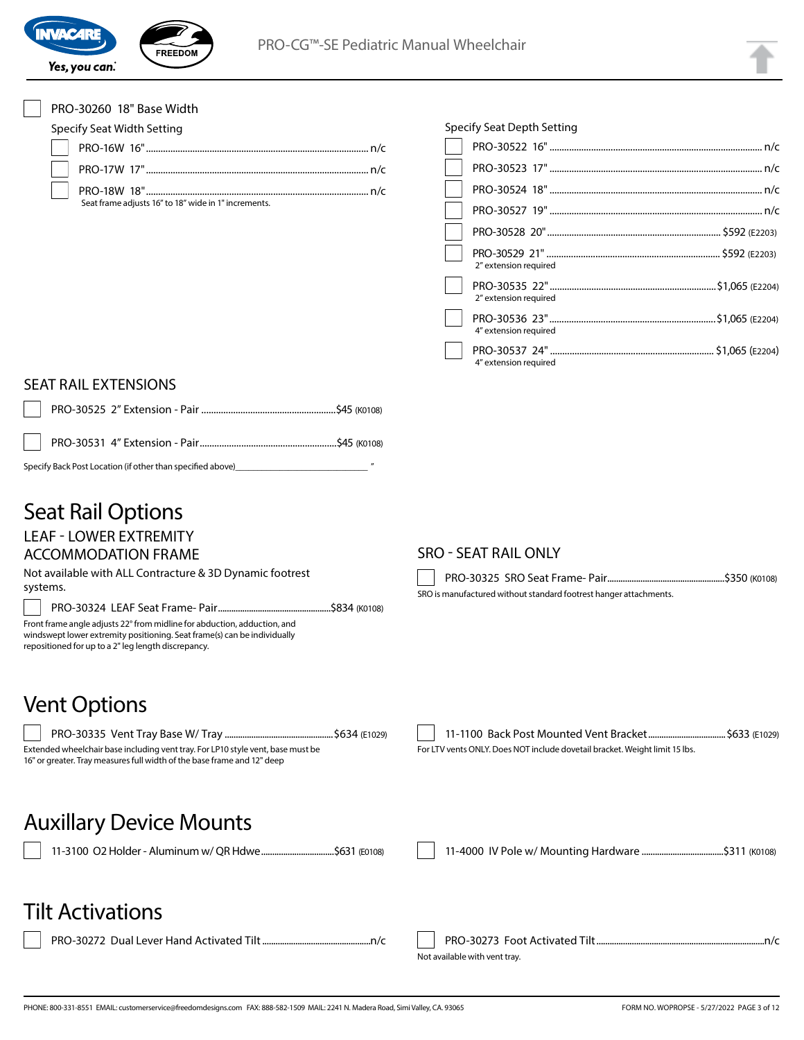☐ PRO-30260 18" Base Width

Specify Seat Width Setting

- ☐ PRO-16W 16" ........ n/c
- ☐ PRO-17W 17" ........ n/c
- ☐ PRO-18W 18" ........ n/c

Seat frame adjusts 16" to 18" wide in 1" increments.

Specify Seat Depth Setting

- ☐ PRO-30522 16" ........ n/c
- ☐ PRO-30523 17" ........ n/c
- ☐ PRO-30524 18" ........ n/c
- ☐ PRO-30527 19" ........ n/c
- ☐ PRO-30528 20" ........ $592 (E2203)
- ☐ PRO-30529 21" ........ $592 (E2203)
  2" extension required
- ☐ PRO-30535 22" ........ $1,065 (E2204)
  2" extension required
- ☐ PRO-30536 23" ........ $1,065 (E2204)
  4" extension required
- ☐ PRO-30537 24" ........ $1,065 (E2204)
  4" extension required

## SEAT RAIL EXTENSIONS

- ☐ PRO-30525 2" Extension - Pair ........ $45 (K0108)
- ☐ PRO-30531 4" Extension - Pair ........ $45 (K0108)

Specify Back Post Location (if other than specified above)________________________ "

# Seat Rail Options

## LEAF - LOWER EXTREMITY ACCOMMODATION FRAME

Not available with ALL Contracture & 3D Dynamic footrest systems.

- ☐ PRO-30324 LEAF Seat Frame- Pair ........ $834 (K0108)

Front frame angle adjusts 22° from midline for abduction, adduction, and windswept lower extremity positioning. Seat frame(s) can be individually repositioned for up to a 2" leg length discrepancy.

## SRO - SEAT RAIL ONLY

- ☐ PRO-30325 SRO Seat Frame- Pair ........ $350 (K0108)

SRO is manufactured without standard footrest hanger attachments.

# Vent Options

- ☐ PRO-30335 Vent Tray Base W/ Tray ........ $634 (E1029)

Extended wheelchair base including vent tray. For LP10 style vent, base must be 16" or greater. Tray measures full width of the base frame and 12" deep

- ☐ 11-1100 Back Post Mounted Vent Bracket ........ $633 (E1029)

For LTV vents ONLY. Does NOT include dovetail bracket. Weight limit 15 lbs.

# Auxillary Device Mounts

- ☐ 11-3100 O2 Holder - Aluminum w/ QR Hdwe ........ $631 (E0108)
- ☐ 11-4000 IV Pole w/ Mounting Hardware ........ $311 (K0108)

# Tilt Activations

- ☐ PRO-30272 Dual Lever Hand Activated Tilt ........ n/c
- ☐ PRO-30273 Foot Activated Tilt ........ n/c

Not available with vent tray.

PHONE: 800-331-8551 EMAIL: customerservice@freedomdesigns.com FAX: 888-582-1509 MAIL: 2241 N. Madera Road, Simi Valley, CA. 93065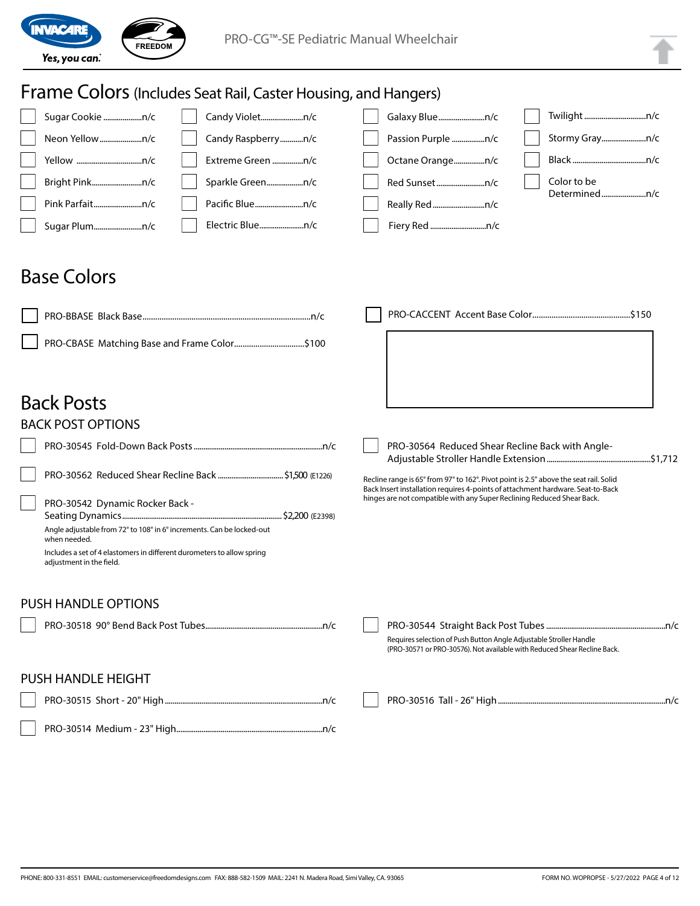# Frame Colors (Includes Seat Rail, Caster Housing, and Hangers)

- ☐ Sugar Cookie ................n/c
- ☐ Neon Yellow ................n/c
- ☐ Yellow ................n/c
- ☐ Bright Pink ................n/c
- ☐ Pink Parfait ................n/c
- ☐ Sugar Plum ................n/c
- ☐ Candy Violet ................n/c
- ☐ Candy Raspberry ................n/c
- ☐ Extreme Green ................n/c
- ☐ Sparkle Green ................n/c
- ☐ Pacific Blue ................n/c
- ☐ Electric Blue ................n/c
- ☐ Galaxy Blue ................n/c
- ☐ Passion Purple ................n/c
- ☐ Octane Orange ................n/c
- ☐ Red Sunset ................n/c
- ☐ Really Red ................n/c
- ☐ Fiery Red ................n/c
- ☐ Twilight ................n/c
- ☐ Stormy Gray ................n/c
- ☐ Black ................n/c
- ☐ Color to be Determined ................n/c

# Base Colors

- ☐ PRO-BBASE Black Base ................n/c
- ☐ PRO-CBASE Matching Base and Frame Color ................$100
- ☐ PRO-CACCENT Accent Base Color ................$150

# Back Posts

## BACK POST OPTIONS

- ☐ PRO-30545 Fold-Down Back Posts ................n/c
- ☐ PRO-30562 Reduced Shear Recline Back ................$1,500 (E1226)
- ☐ PRO-30542 Dynamic Rocker Back - Seating Dynamics ................$2,200 (E2398)

  Angle adjustable from 72° to 108° in 6° increments. Can be locked-out when needed.

  Includes a set of 4 elastomers in different durometers to allow spring adjustment in the field.

- ☐ PRO-30564 Reduced Shear Recline Back with Angle-Adjustable Stroller Handle Extension ................$1,712

  Recline range is 65° from 97° to 162°. Pivot point is 2.5" above the seat rail. Solid Back Insert installation requires 4-points of attachment hardware. Seat-to-Back hinges are not compatible with any Super Reclining Reduced Shear Back.

## PUSH HANDLE OPTIONS

- ☐ PRO-30518 90° Bend Back Post Tubes ................n/c
- ☐ PRO-30544 Straight Back Post Tubes ................n/c

  Requires selection of Push Button Angle Adjustable Stroller Handle (PRO-30571 or PRO-30576). Not available with Reduced Shear Recline Back.

## PUSH HANDLE HEIGHT

- ☐ PRO-30515 Short - 20" High ................n/c
- ☐ PRO-30514 Medium - 23" High ................n/c
- ☐ PRO-30516 Tall - 26" High ................n/c

PHONE: 800-331-8551 EMAIL: customerservice@freedomdesigns.com FAX: 888-582-1509 MAIL: 2241 N. Madera Road, Simi Valley, CA. 93065

FORM NO. WOPROPSE - 5/27/2022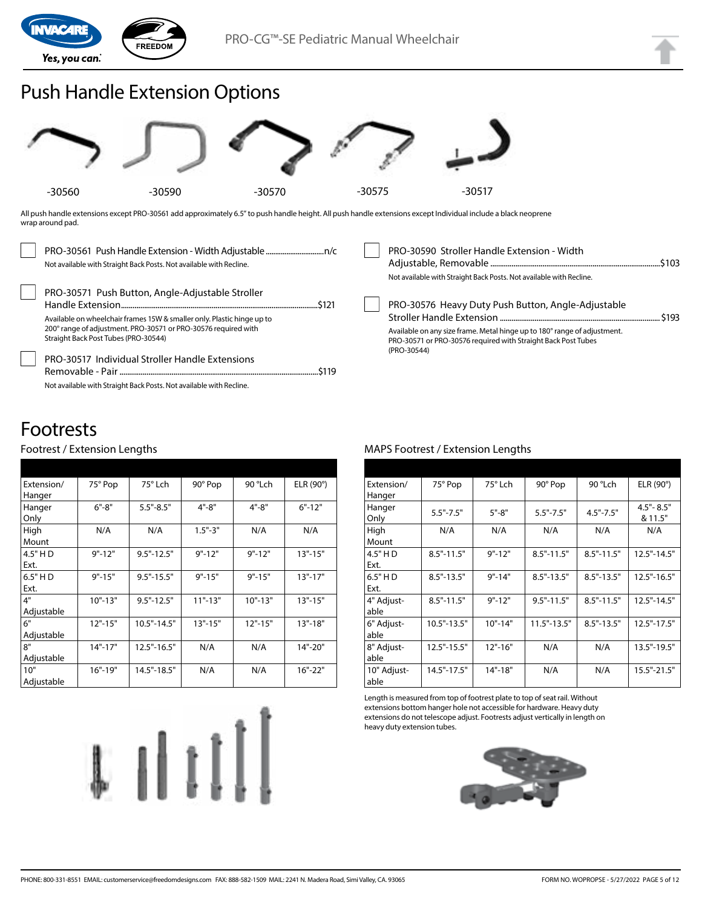# Push Handle Extension Options

-30560 -30590 -30570 -30575 -30517

All push handle extensions except PRO-30561 add approximately 6.5" to push handle height. All push handle extensions except Individual include a black neoprene wrap around pad.

- [ ] PRO-30561 Push Handle Extension - Width Adjustable ..............................n/c
  Not available with Straight Back Posts. Not available with Recline.

- [ ] PRO-30571 Push Button, Angle-Adjustable Stroller Handle Extension..............................$121
  Available on wheelchair frames 15W & smaller only. Plastic hinge up to 200° range of adjustment. PRO-30571 or PRO-30576 required with Straight Back Post Tubes (PRO-30544)

- [ ] PRO-30517 Individual Stroller Handle Extensions Removable - Pair..............................$119
  Not available with Straight Back Posts. Not available with Recline.

- [ ] PRO-30590 Stroller Handle Extension - Width Adjustable, Removable..............................$103
  Not available with Straight Back Posts. Not available with Recline.

- [ ] PRO-30576 Heavy Duty Push Button, Angle-Adjustable Stroller Handle Extension..............................$193
  Available on any size frame. Metal hinge up to 180° range of adjustment. PRO-30571 or PRO-30576 required with Straight Back Post Tubes (PRO-30544)

# Footrests

## Footrest / Extension Lengths

| Extension/ Hanger | 75° Pop | 75° Lch | 90° Pop | 90 °Lch | ELR (90°) |
|---|---|---|---|---|---|
| Hanger Only | 6"-8" | 5.5"-8.5" | 4"-8" | 4"-8" | 6"-12" |
| High Mount | N/A | N/A | 1.5"-3" | N/A | N/A |
| 4.5" H D Ext. | 9"-12" | 9.5"-12.5" | 9"-12" | 9"-12" | 13"-15" |
| 6.5" H D Ext. | 9"-15" | 9.5"-15.5" | 9"-15" | 9"-15" | 13"-17" |
| 4" Adjustable | 10"-13" | 9.5"-12.5" | 11"-13" | 10"-13" | 13"-15" |
| 6" Adjustable | 12"-15" | 10.5"-14.5" | 13"-15" | 12"-15" | 13"-18" |
| 8" Adjustable | 14"-17" | 12.5"-16.5" | N/A | N/A | 14"-20" |
| 10" Adjustable | 16"-19" | 14.5"-18.5" | N/A | N/A | 16"-22" |

## MAPS Footrest / Extension Lengths

| Extension/ Hanger | 75° Pop | 75° Lch | 90° Pop | 90 °Lch | ELR (90°) |
|---|---|---|---|---|---|
| Hanger Only | 5.5"-7.5" | 5"-8" | 5.5"-7.5" | 4.5"-7.5" | 4.5"- 8.5" & 11.5" |
| High Mount | N/A | N/A | N/A | N/A | N/A |
| 4.5" H D Ext. | 8.5"-11.5" | 9"-12" | 8.5"-11.5" | 8.5"-11.5" | 12.5"-14.5" |
| 6.5" H D Ext. | 8.5"-13.5" | 9"-14" | 8.5"-13.5" | 8.5"-13.5" | 12.5"-16.5" |
| 4" Adjust-able | 8.5"-11.5" | 9"-12" | 9.5"-11.5" | 8.5"-11.5" | 12.5"-14.5" |
| 6" Adjust-able | 10.5"-13.5" | 10"-14" | 11.5"-13.5" | 8.5"-13.5" | 12.5"-17.5" |
| 8" Adjust-able | 12.5"-15.5" | 12"-16" | N/A | N/A | 13.5"-19.5" |
| 10" Adjust-able | 14.5"-17.5" | 14"-18" | N/A | N/A | 15.5"-21.5" |

Length is measured from top of footrest plate to top of seat rail. Without extensions bottom hanger hole not accessible for hardware. Heavy duty extensions do not telescope adjust. Footrests adjust vertically in length on heavy duty extension tubes.

PHONE: 800-331-8551 EMAIL: customerservice@freedomdesigns.com FAX: 888-582-1509 MAIL: 2241 N. Madera Road, Simi Valley, CA. 93065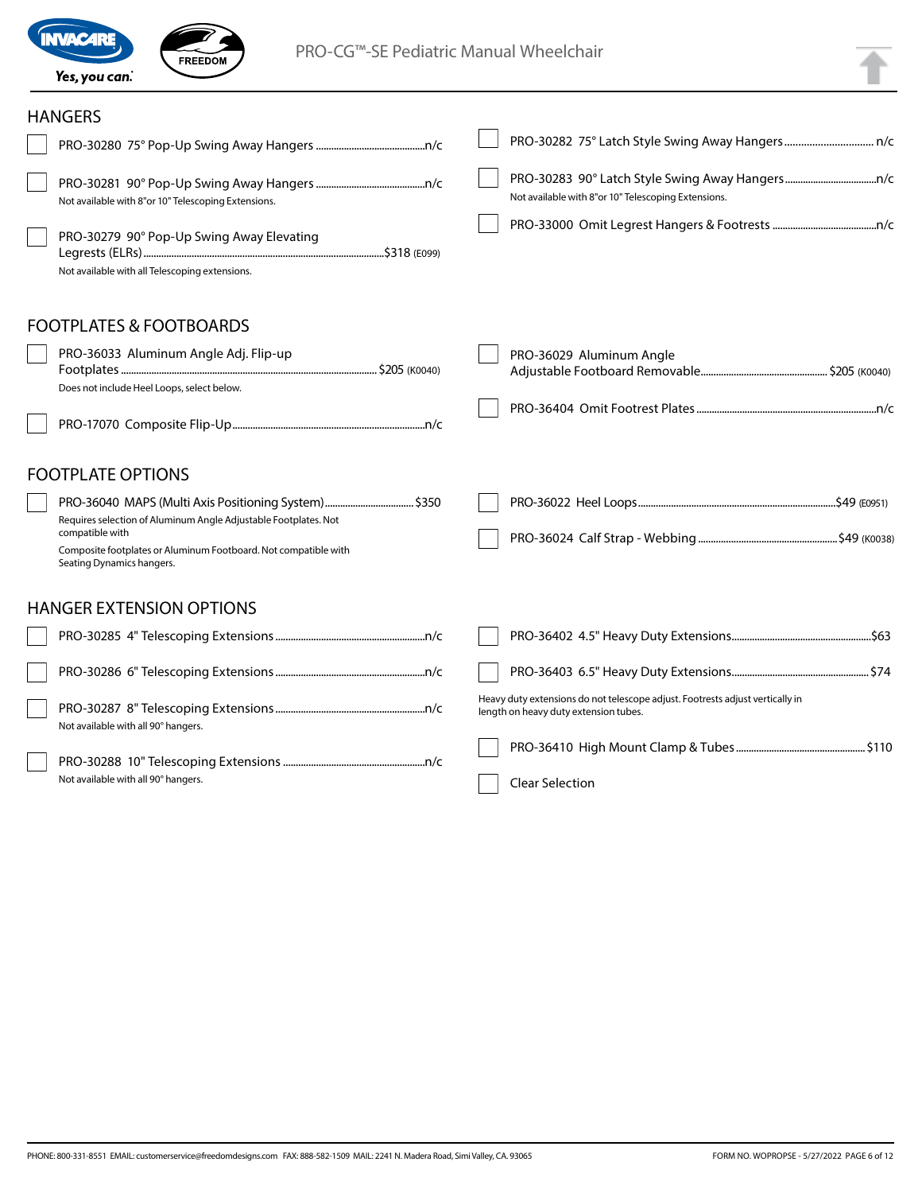## HANGERS

- ☐ PRO-30280 75° Pop-Up Swing Away Hangers .......... n/c
- ☐ PRO-30281 90° Pop-Up Swing Away Hangers .......... n/c
  Not available with 8"or 10" Telescoping Extensions.
- ☐ PRO-30279 90° Pop-Up Swing Away Elevating Legrests (ELRs) .......... $318 (E099)
  Not available with all Telescoping extensions.
- ☐ PRO-30282 75° Latch Style Swing Away Hangers .......... n/c
- ☐ PRO-30283 90° Latch Style Swing Away Hangers .......... n/c
  Not available with 8"or 10" Telescoping Extensions.
- ☐ PRO-33000 Omit Legrest Hangers & Footrests .......... n/c

## FOOTPLATES & FOOTBOARDS

- ☐ PRO-36033 Aluminum Angle Adj. Flip-up Footplates .......... $205 (K0040)
  Does not include Heel Loops, select below.
- ☐ PRO-17070 Composite Flip-Up .......... n/c
- ☐ PRO-36029 Aluminum Angle Adjustable Footboard Removable .......... $205 (K0040)
- ☐ PRO-36404 Omit Footrest Plates .......... n/c

## FOOTPLATE OPTIONS

- ☐ PRO-36040 MAPS (Multi Axis Positioning System) .......... $350
  Requires selection of Aluminum Angle Adjustable Footplates. Not compatible with
  Composite footplates or Aluminum Footboard. Not compatible with Seating Dynamics hangers.
- ☐ PRO-36022 Heel Loops .......... $49 (E0951)
- ☐ PRO-36024 Calf Strap - Webbing .......... $49 (K0038)

## HANGER EXTENSION OPTIONS

- ☐ PRO-30285 4" Telescoping Extensions .......... n/c
- ☐ PRO-30286 6" Telescoping Extensions .......... n/c
- ☐ PRO-30287 8" Telescoping Extensions .......... n/c
  Not available with all 90° hangers.
- ☐ PRO-30288 10" Telescoping Extensions .......... n/c
  Not available with all 90° hangers.
- ☐ PRO-36402 4.5" Heavy Duty Extensions .......... $63
- ☐ PRO-36403 6.5" Heavy Duty Extensions .......... $74

Heavy duty extensions do not telescope adjust. Footrests adjust vertically in length on heavy duty extension tubes.

- ☐ PRO-36410 High Mount Clamp & Tubes .......... $110
- ☐ Clear Selection

PHONE: 800-331-8551 EMAIL: customerservice@freedomdesigns.com FAX: 888-582-1509 MAIL: 2241 N. Madera Road, Simi Valley, CA. 93065

FORM NO. WOPROPSE - 5/27/2022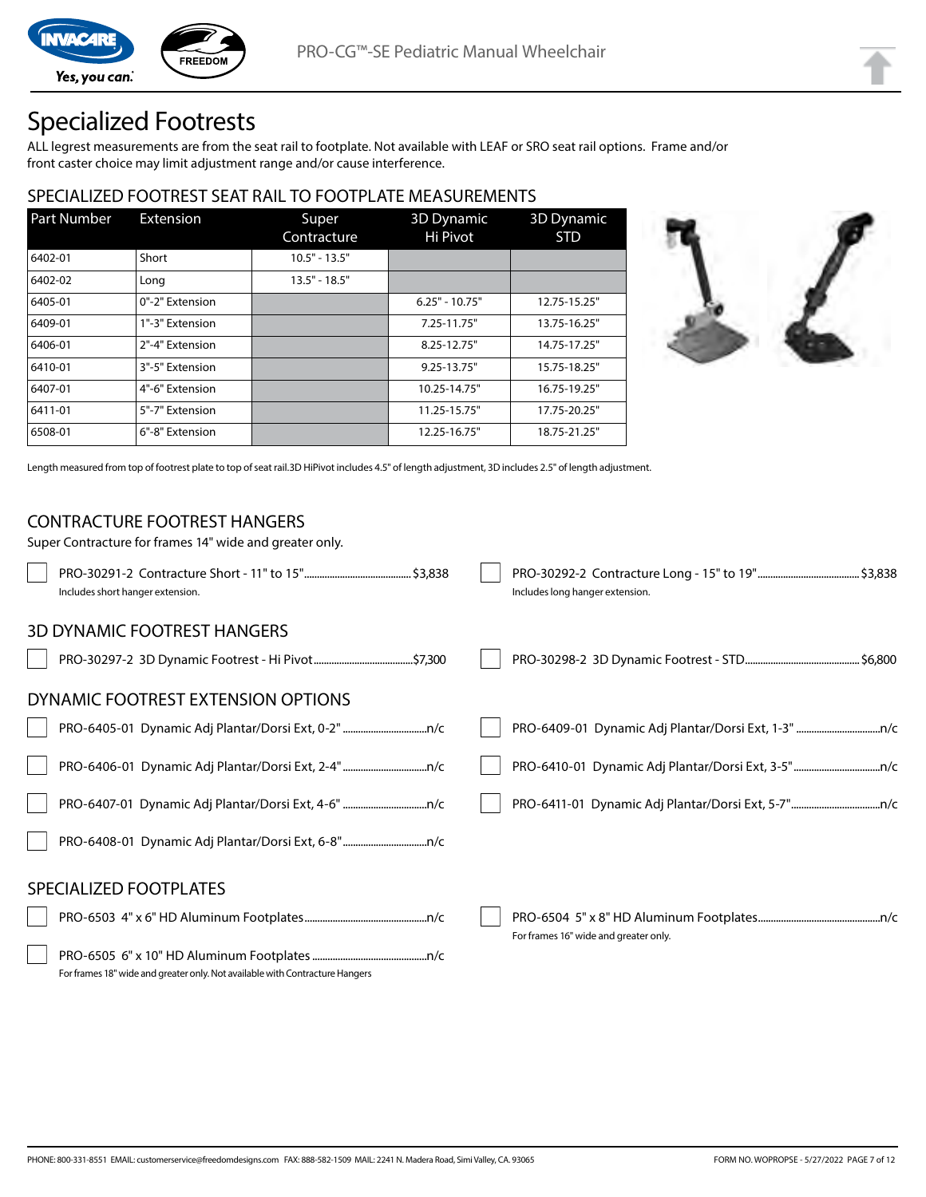# Specialized Footrests

ALL legrest measurements are from the seat rail to footplate. Not available with LEAF or SRO seat rail options. Frame and/or front caster choice may limit adjustment range and/or cause interference.

## SPECIALIZED FOOTREST SEAT RAIL TO FOOTPLATE MEASUREMENTS

| Part Number | Extension | Super Contracture | 3D Dynamic Hi Pivot | 3D Dynamic STD |
|---|---|---|---|---|
| 6402-01 | Short | 10.5" - 13.5" | | |
| 6402-02 | Long | 13.5" - 18.5" | | |
| 6405-01 | 0"-2" Extension | | 6.25" - 10.75" | 12.75-15.25" |
| 6409-01 | 1"-3" Extension | | 7.25-11.75" | 13.75-16.25" |
| 6406-01 | 2"-4" Extension | | 8.25-12.75" | 14.75-17.25" |
| 6410-01 | 3"-5" Extension | | 9.25-13.75" | 15.75-18.25" |
| 6407-01 | 4"-6" Extension | | 10.25-14.75" | 16.75-19.25" |
| 6411-01 | 5"-7" Extension | | 11.25-15.75" | 17.75-20.25" |
| 6508-01 | 6"-8" Extension | | 12.25-16.75" | 18.75-21.25" |

Length measured from top of footrest plate to top of seat rail.3D HiPivot includes 4.5" of length adjustment, 3D includes 2.5" of length adjustment.

## CONTRACTURE FOOTREST HANGERS

Super Contracture for frames 14" wide and greater only.

- ☐ PRO-30291-2 Contracture Short - 11" to 15" ........ $3,838
  Includes short hanger extension.
- ☐ PRO-30292-2 Contracture Long - 15" to 19" ........ $3,838
  Includes long hanger extension.

## 3D DYNAMIC FOOTREST HANGERS

- ☐ PRO-30297-2 3D Dynamic Footrest - Hi Pivot ........ $7,300
- ☐ PRO-30298-2 3D Dynamic Footrest - STD ........ $6,800

## DYNAMIC FOOTREST EXTENSION OPTIONS

- ☐ PRO-6405-01 Dynamic Adj Plantar/Dorsi Ext, 0-2" ........ n/c
- ☐ PRO-6409-01 Dynamic Adj Plantar/Dorsi Ext, 1-3" ........ n/c
- ☐ PRO-6406-01 Dynamic Adj Plantar/Dorsi Ext, 2-4" ........ n/c
- ☐ PRO-6410-01 Dynamic Adj Plantar/Dorsi Ext, 3-5" ........ n/c
- ☐ PRO-6407-01 Dynamic Adj Plantar/Dorsi Ext, 4-6" ........ n/c
- ☐ PRO-6411-01 Dynamic Adj Plantar/Dorsi Ext, 5-7" ........ n/c
- ☐ PRO-6408-01 Dynamic Adj Plantar/Dorsi Ext, 6-8" ........ n/c

## SPECIALIZED FOOTPLATES

- ☐ PRO-6503 4" x 6" HD Aluminum Footplates ........ n/c
- ☐ PRO-6504 5" x 8" HD Aluminum Footplates ........ n/c
  For frames 16" wide and greater only.
- ☐ PRO-6505 6" x 10" HD Aluminum Footplates ........ n/c
  For frames 18" wide and greater only. Not available with Contracture Hangers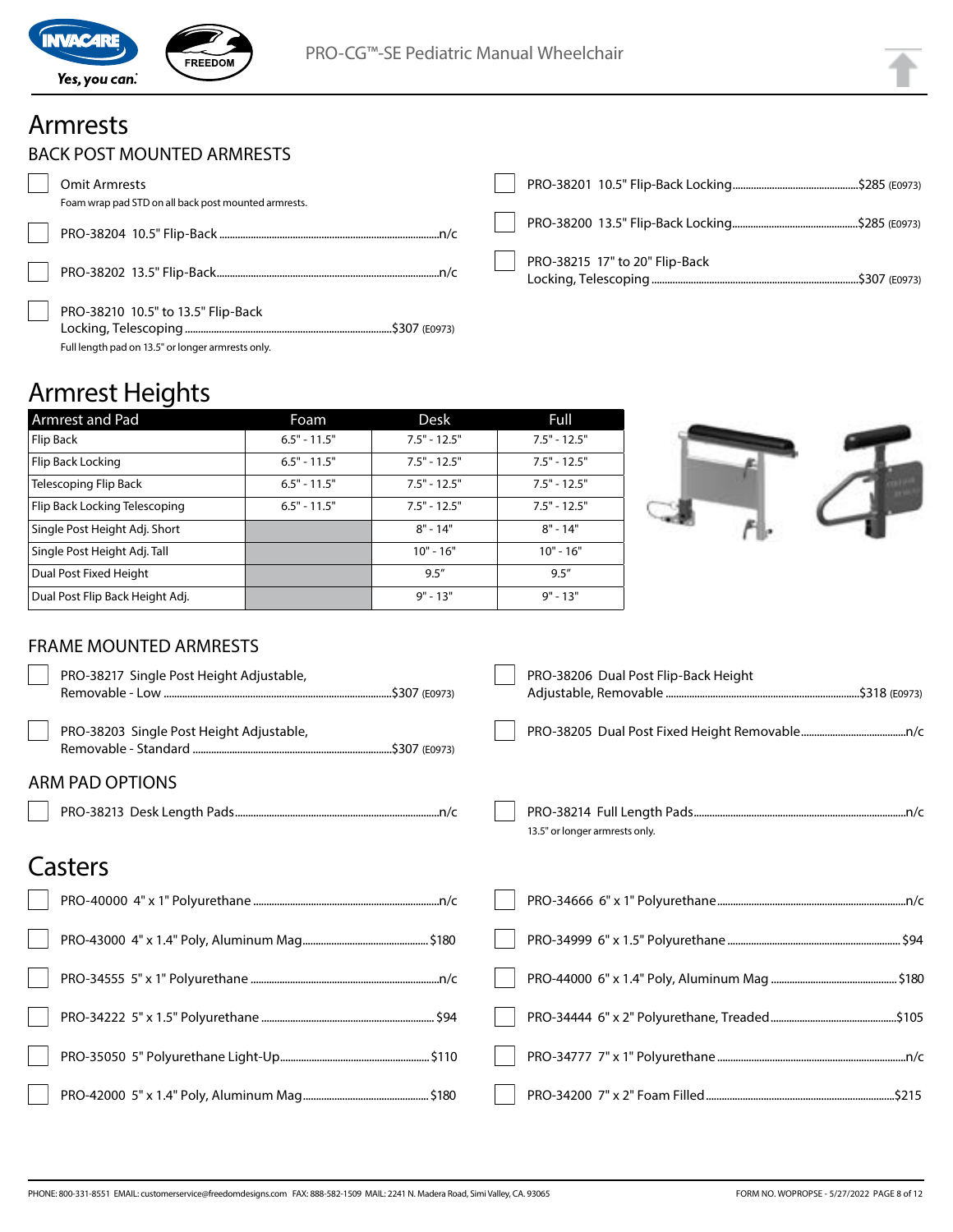# Armrests

## BACK POST MOUNTED ARMRESTS

- Omit Armrests
  Foam wrap pad STD on all back post mounted armrests.
- PRO-38204 10.5" Flip-Back ........ n/c
- PRO-38202 13.5" Flip-Back ........ n/c
- PRO-38210 10.5" to 13.5" Flip-Back Locking, Telescoping ........ $307 (E0973)
  Full length pad on 13.5" or longer armrests only.
- PRO-38201 10.5" Flip-Back Locking ........ $285 (E0973)
- PRO-38200 13.5" Flip-Back Locking ........ $285 (E0973)
- PRO-38215 17" to 20" Flip-Back Locking, Telescoping ........ $307 (E0973)

# Armrest Heights

| Armrest and Pad | Foam | Desk | Full |
|---|---|---|---|
| Flip Back | 6.5" - 11.5" | 7.5" - 12.5" | 7.5" - 12.5" |
| Flip Back Locking | 6.5" - 11.5" | 7.5" - 12.5" | 7.5" - 12.5" |
| Telescoping Flip Back | 6.5" - 11.5" | 7.5" - 12.5" | 7.5" - 12.5" |
| Flip Back Locking Telescoping | 6.5" - 11.5" | 7.5" - 12.5" | 7.5" - 12.5" |
| Single Post Height Adj. Short | | 8" - 14" | 8" - 14" |
| Single Post Height Adj. Tall | | 10" - 16" | 10" - 16" |
| Dual Post Fixed Height | | 9.5" | 9.5" |
| Dual Post Flip Back Height Adj. | | 9" - 13" | 9" - 13" |

## FRAME MOUNTED ARMRESTS

- PRO-38217 Single Post Height Adjustable, Removable - Low ........ $307 (E0973)
- PRO-38203 Single Post Height Adjustable, Removable - Standard ........ $307 (E0973)
- PRO-38206 Dual Post Flip-Back Height Adjustable, Removable ........ $318 (E0973)
- PRO-38205 Dual Post Fixed Height Removable ........ n/c

## ARM PAD OPTIONS

- PRO-38213 Desk Length Pads ........ n/c
- PRO-38214 Full Length Pads ........ n/c
  13.5" or longer armrests only.

# Casters

- PRO-40000 4" x 1" Polyurethane ........ n/c
- PRO-43000 4" x 1.4" Poly, Aluminum Mag ........ $180
- PRO-34555 5" x 1" Polyurethane ........ n/c
- PRO-34222 5" x 1.5" Polyurethane ........ $94
- PRO-35050 5" Polyurethane Light-Up ........ $110
- PRO-42000 5" x 1.4" Poly, Aluminum Mag ........ $180
- PRO-34666 6" x 1" Polyurethane ........ n/c
- PRO-34999 6" x 1.5" Polyurethane ........ $94
- PRO-44000 6" x 1.4" Poly, Aluminum Mag ........ $180
- PRO-34444 6" x 2" Polyurethane, Treaded ........ $105
- PRO-34777 7" x 1" Polyurethane ........ n/c
- PRO-34200 7" x 2" Foam Filled ........ $215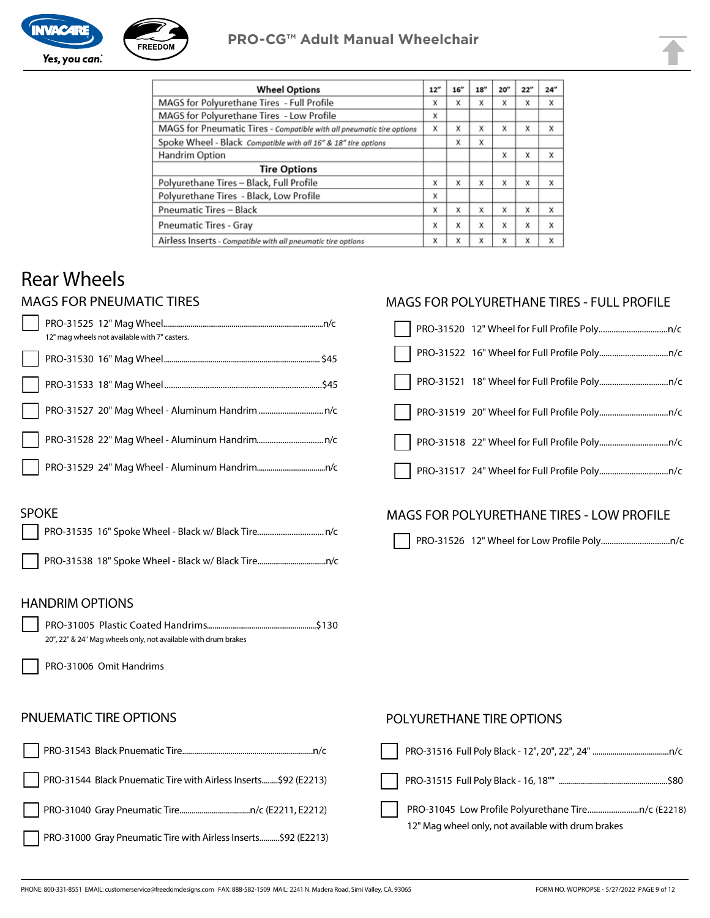# PRO-CG™ Adult Manual Wheelchair

| Wheel Options | 12" | 16" | 18" | 20" | 22" | 24" |
|---|---|---|---|---|---|---|
| MAGS for Polyurethane Tires - Full Profile | x | x | x | x | x | x |
| MAGS for Polyurethane Tires - Low Profile | x | | | | | |
| MAGS for Pneumatic Tires - *Compatible with all pneumatic tire options* | x | x | x | x | x | x |
| Spoke Wheel - Black *Compatible with all 16" & 18" tire options* | | x | x | | | |
| Handrim Option | | | | x | x | x |
| **Tire Options** | | | | | | |
| Polyurethane Tires – Black, Full Profile | x | x | x | x | x | x |
| Polyurethane Tires - Black, Low Profile | x | | | | | |
| Pneumatic Tires – Black | x | x | x | x | x | x |
| Pneumatic Tires - Gray | x | x | x | x | x | x |
| Airless Inserts - *Compatible with all pneumatic tire options* | x | x | x | x | x | x |

# Rear Wheels

## MAGS FOR PNEUMATIC TIRES

- ☐ PRO-31525 12" Mag Wheel....n/c
  12" mag wheels not available with 7" casters.
- ☐ PRO-31530 16" Mag Wheel.... $45
- ☐ PRO-31533 18" Mag Wheel....$45
- ☐ PRO-31527 20" Mag Wheel - Aluminum Handrim ....n/c
- ☐ PRO-31528 22" Mag Wheel - Aluminum Handrim....n/c
- ☐ PRO-31529 24" Mag Wheel - Aluminum Handrim....n/c

## SPOKE

- ☐ PRO-31535 16" Spoke Wheel - Black w/ Black Tire....n/c
- ☐ PRO-31538 18" Spoke Wheel - Black w/ Black Tire....n/c

## HANDRIM OPTIONS

- ☐ PRO-31005 Plastic Coated Handrims....$130
  20", 22" & 24" Mag wheels only, not available with drum brakes
- ☐ PRO-31006 Omit Handrims

## MAGS FOR POLYURETHANE TIRES - FULL PROFILE

- ☐ PRO-31520 12" Wheel for Full Profile Poly....n/c
- ☐ PRO-31522 16" Wheel for Full Profile Poly....n/c
- ☐ PRO-31521 18" Wheel for Full Profile Poly....n/c
- ☐ PRO-31519 20" Wheel for Full Profile Poly....n/c
- ☐ PRO-31518 22" Wheel for Full Profile Poly....n/c
- ☐ PRO-31517 24" Wheel for Full Profile Poly....n/c

## MAGS FOR POLYURETHANE TIRES - LOW PROFILE

- ☐ PRO-31526 12" Wheel for Low Profile Poly....n/c

## PNUEMATIC TIRE OPTIONS

- ☐ PRO-31543 Black Pnuematic Tire....n/c
- ☐ PRO-31544 Black Pnuematic Tire with Airless Inserts....$92 (E2213)
- ☐ PRO-31040 Gray Pneumatic Tire....n/c (E2211, E2212)
- ☐ PRO-31000 Gray Pneumatic Tire with Airless Inserts....$92 (E2213)

## POLYURETHANE TIRE OPTIONS

- ☐ PRO-31516 Full Poly Black - 12", 20", 22", 24" ....n/c
- ☐ PRO-31515 Full Poly Black - 16, 18"" ....$80
- ☐ PRO-31045 Low Profile Polyurethane Tire....n/c (E2218)
  12" Mag wheel only, not available with drum brakes

PHONE: 800-331-8551 EMAIL: customerservice@freedomdesigns.com FAX: 888-582-1509 MAIL: 2241 N. Madera Road, Simi Valley, CA. 93065

FORM NO. WOPROPSE - 5/27/2022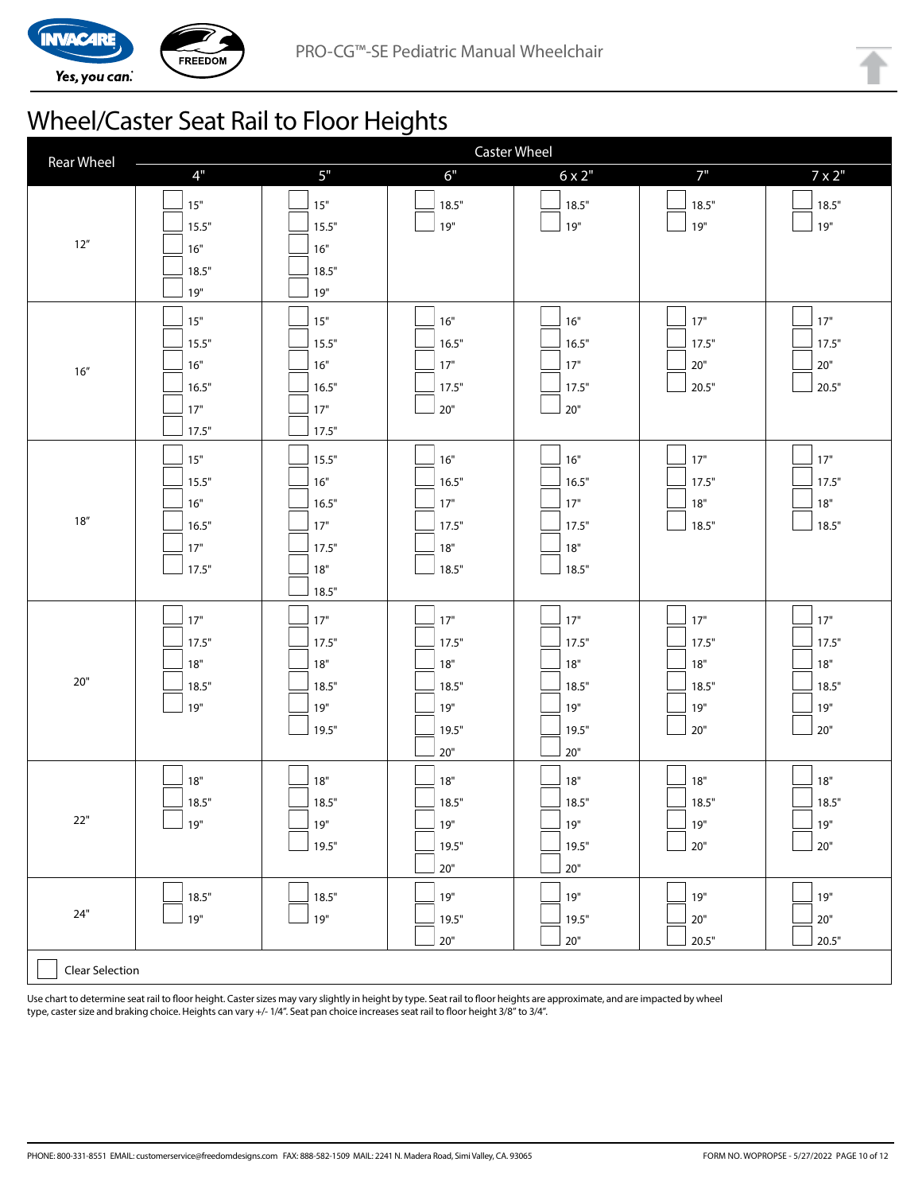PRO-CG™-SE Pediatric Manual Wheelchair

# Wheel/Caster Seat Rail to Floor Heights

| Rear Wheel | Caster Wheel | | | | | |
|---|---|---|---|---|---|---|
| | 4" | 5" | 6" | 6 x 2" | 7" | 7 x 2" |
| 12" | ☐ 15"<br>☐ 15.5"<br>☐ 16"<br>☐ 18.5"<br>☐ 19" | ☐ 15"<br>☐ 15.5"<br>☐ 16"<br>☐ 18.5"<br>☐ 19" | ☐ 18.5"<br>☐ 19" | ☐ 18.5"<br>☐ 19" | ☐ 18.5"<br>☐ 19" | ☐ 18.5"<br>☐ 19" |
| 16" | ☐ 15"<br>☐ 15.5"<br>☐ 16"<br>☐ 16.5"<br>☐ 17"<br>☐ 17.5" | ☐ 15"<br>☐ 15.5"<br>☐ 16"<br>☐ 16.5"<br>☐ 17"<br>☐ 17.5" | ☐ 16"<br>☐ 16.5"<br>☐ 17"<br>☐ 17.5"<br>☐ 20" | ☐ 16"<br>☐ 16.5"<br>☐ 17"<br>☐ 17.5"<br>☐ 20" | ☐ 17"<br>☐ 17.5"<br>☐ 20"<br>☐ 20.5" | ☐ 17"<br>☐ 17.5"<br>☐ 20"<br>☐ 20.5" |
| 18" | ☐ 15"<br>☐ 15.5"<br>☐ 16"<br>☐ 16.5"<br>☐ 17"<br>☐ 17.5" | ☐ 15.5"<br>☐ 16"<br>☐ 16.5"<br>☐ 17"<br>☐ 17.5"<br>☐ 18"<br>☐ 18.5" | ☐ 16"<br>☐ 16.5"<br>☐ 17"<br>☐ 17.5"<br>☐ 18"<br>☐ 18.5" | ☐ 16"<br>☐ 16.5"<br>☐ 17"<br>☐ 17.5"<br>☐ 18"<br>☐ 18.5" | ☐ 17"<br>☐ 17.5"<br>☐ 18"<br>☐ 18.5" | ☐ 17"<br>☐ 17.5"<br>☐ 18"<br>☐ 18.5" |
| 20" | ☐ 17"<br>☐ 17.5"<br>☐ 18"<br>☐ 18.5"<br>☐ 19" | ☐ 17"<br>☐ 17.5"<br>☐ 18"<br>☐ 18.5"<br>☐ 19"<br>☐ 19.5" | ☐ 17"<br>☐ 17.5"<br>☐ 18"<br>☐ 18.5"<br>☐ 19"<br>☐ 19.5"<br>☐ 20" | ☐ 17"<br>☐ 17.5"<br>☐ 18"<br>☐ 18.5"<br>☐ 19"<br>☐ 19.5"<br>☐ 20" | ☐ 17"<br>☐ 17.5"<br>☐ 18"<br>☐ 18.5"<br>☐ 19"<br>☐ 20" | ☐ 17"<br>☐ 17.5"<br>☐ 18"<br>☐ 18.5"<br>☐ 19"<br>☐ 20" |
| 22" | ☐ 18"<br>☐ 18.5"<br>☐ 19" | ☐ 18"<br>☐ 18.5"<br>☐ 19"<br>☐ 19.5" | ☐ 18"<br>☐ 18.5"<br>☐ 19"<br>☐ 19.5"<br>☐ 20" | ☐ 18"<br>☐ 18.5"<br>☐ 19"<br>☐ 19.5"<br>☐ 20" | ☐ 18"<br>☐ 18.5"<br>☐ 19"<br>☐ 20" | ☐ 18"<br>☐ 18.5"<br>☐ 19"<br>☐ 20" |
| 24" | ☐ 18.5"<br>☐ 19" | ☐ 18.5"<br>☐ 19" | ☐ 19"<br>☐ 19.5"<br>☐ 20" | ☐ 19"<br>☐ 19.5"<br>☐ 20" | ☐ 19"<br>☐ 20"<br>☐ 20.5" | ☐ 19"<br>☐ 20"<br>☐ 20.5" |

☐ Clear Selection

Use chart to determine seat rail to floor height. Caster sizes may vary slightly in height by type. Seat rail to floor heights are approximate, and are impacted by wheel type, caster size and braking choice. Heights can vary +/- 1/4". Seat pan choice increases seat rail to floor height 3/8" to 3/4".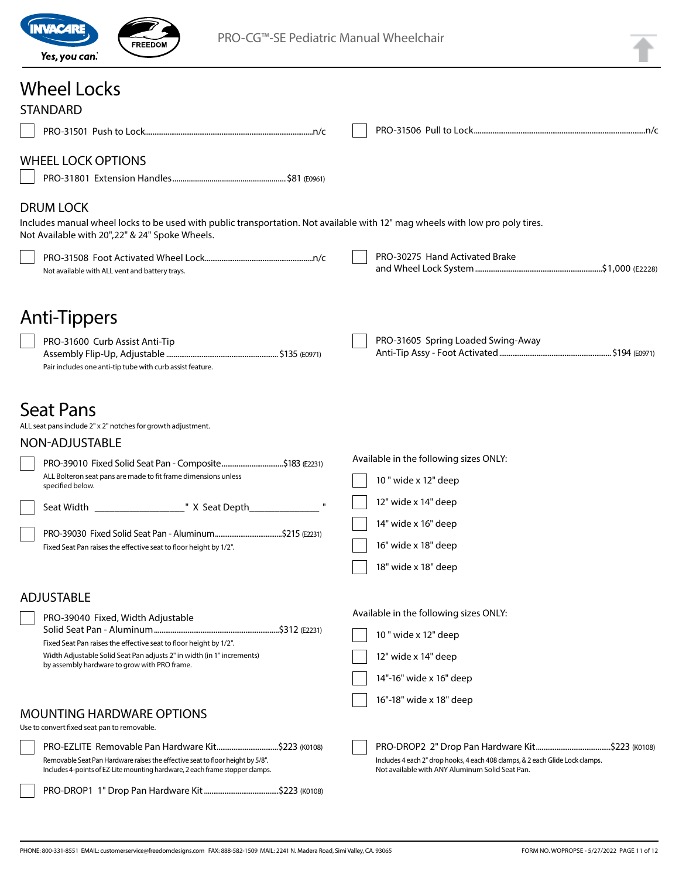# Wheel Locks

## STANDARD

- ☐ PRO-31501 Push to Lock....n/c
- ☐ PRO-31506 Pull to Lock....n/c

## WHEEL LOCK OPTIONS

- ☐ PRO-31801 Extension Handles....$81 (E0961)

## DRUM LOCK

Includes manual wheel locks to be used with public transportation. Not available with 12" mag wheels with low pro poly tires. Not Available with 20",22" & 24" Spoke Wheels.

- ☐ PRO-31508 Foot Activated Wheel Lock....n/c
  Not available with ALL vent and battery trays.
- ☐ PRO-30275 Hand Activated Brake and Wheel Lock System....$1,000 (E2228)

# Anti-Tippers

- ☐ PRO-31600 Curb Assist Anti-Tip Assembly Flip-Up, Adjustable....$135 (E0971)
  Pair includes one anti-tip tube with curb assist feature.
- ☐ PRO-31605 Spring Loaded Swing-Away Anti-Tip Assy - Foot Activated....$194 (E0971)

# Seat Pans

ALL seat pans include 2" x 2" notches for growth adjustment.

## NON-ADJUSTABLE

- ☐ PRO-39010 Fixed Solid Seat Pan - Composite....$183 (E2231)
  ALL Bolteron seat pans are made to fit frame dimensions unless specified below.
- ☐ Seat Width ________" X Seat Depth________"
- ☐ PRO-39030 Fixed Solid Seat Pan - Aluminum....$215 (E2231)
  Fixed Seat Pan raises the effective seat to floor height by 1/2".

Available in the following sizes ONLY:

- ☐ 10 " wide x 12" deep
- ☐ 12" wide x 14" deep
- ☐ 14" wide x 16" deep
- ☐ 16" wide x 18" deep
- ☐ 18" wide x 18" deep

## ADJUSTABLE

- ☐ PRO-39040 Fixed, Width Adjustable Solid Seat Pan - Aluminum....$312 (E2231)
  Fixed Seat Pan raises the effective seat to floor height by 1/2".
  Width Adjustable Solid Seat Pan adjusts 2" in width (in 1" increments) by assembly hardware to grow with PRO frame.

Available in the following sizes ONLY:

- ☐ 10 " wide x 12" deep
- ☐ 12" wide x 14" deep
- ☐ 14"-16" wide x 16" deep
- ☐ 16"-18" wide x 18" deep

## MOUNTING HARDWARE OPTIONS

Use to convert fixed seat pan to removable.

- ☐ PRO-EZLITE Removable Pan Hardware Kit....$223 (K0108)
  Removable Seat Pan Hardware raises the effective seat to floor height by 5/8". Includes 4-points of EZ-Lite mounting hardware, 2 each frame stopper clamps.
- ☐ PRO-DROP1 1" Drop Pan Hardware Kit....$223 (K0108)
- ☐ PRO-DROP2 2" Drop Pan Hardware Kit....$223 (K0108)
  Includes 4 each 2" drop hooks, 4 each 408 clamps, & 2 each Glide Lock clamps. Not available with ANY Aluminum Solid Seat Pan.

PHONE: 800-331-8551 EMAIL: customerservice@freedomdesigns.com FAX: 888-582-1509 MAIL: 2241 N. Madera Road, Simi Valley, CA. 93065

FORM NO. WOPROPSE - 5/27/2022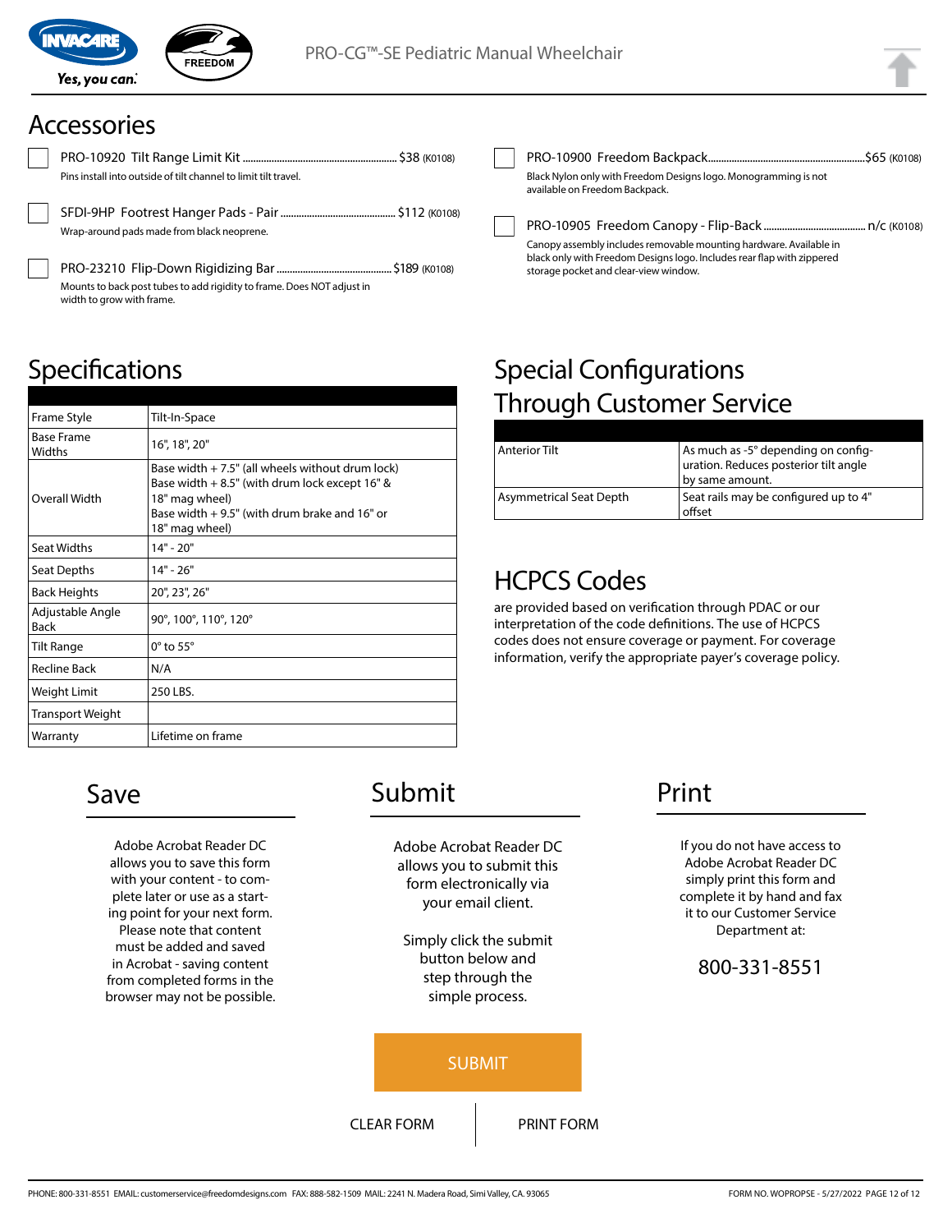# Accessories

- [ ] PRO-10920 Tilt Range Limit Kit ........ $38 (K0108)
  Pins install into outside of tilt channel to limit tilt travel.
- [ ] SFDI-9HP Footrest Hanger Pads - Pair ........ $112 (K0108)
  Wrap-around pads made from black neoprene.
- [ ] PRO-23210 Flip-Down Rigidizing Bar ........ $189 (K0108)
  Mounts to back post tubes to add rigidity to frame. Does NOT adjust in width to grow with frame.
- [ ] PRO-10900 Freedom Backpack........ $65 (K0108)
  Black Nylon only with Freedom Designs logo. Monogramming is not available on Freedom Backpack.
- [ ] PRO-10905 Freedom Canopy - Flip-Back ........ n/c (K0108)
  Canopy assembly includes removable mounting hardware. Available in black only with Freedom Designs logo. Includes rear flap with zippered storage pocket and clear-view window.

# Specifications

| | |
|---|---|
| Frame Style | Tilt-In-Space |
| Base Frame Widths | 16", 18", 20" |
| Overall Width | Base width + 7.5" (all wheels without drum lock)<br>Base width + 8.5" (with drum lock except 16" & 18" mag wheel)<br>Base width + 9.5" (with drum brake and 16" or 18" mag wheel) |
| Seat Widths | 14" - 20" |
| Seat Depths | 14" - 26" |
| Back Heights | 20", 23", 26" |
| Adjustable Angle Back | 90°, 100°, 110°, 120° |
| Tilt Range | 0° to 55° |
| Recline Back | N/A |
| Weight Limit | 250 LBS. |
| Transport Weight | |
| Warranty | Lifetime on frame |

# Special Configurations Through Customer Service

| | |
|---|---|
| Anterior Tilt | As much as -5° depending on configuration. Reduces posterior tilt angle by same amount. |
| Asymmetrical Seat Depth | Seat rails may be configured up to 4" offset |

# HCPCS Codes

are provided based on verification through PDAC or our interpretation of the code definitions. The use of HCPCS codes does not ensure coverage or payment. For coverage information, verify the appropriate payer's coverage policy.

## Save

Adobe Acrobat Reader DC allows you to save this form with your content - to complete later or use as a starting point for your next form. Please note that content must be added and saved in Acrobat - saving content from completed forms in the browser may not be possible.

## Submit

Adobe Acrobat Reader DC allows you to submit this form electronically via your email client.

Simply click the submit button below and step through the simple process.

SUBMIT

CLEAR FORM | PRINT FORM

## Print

If you do not have access to Adobe Acrobat Reader DC simply print this form and complete it by hand and fax it to our Customer Service Department at:

800-331-8551

PHONE: 800-331-8551 EMAIL: customerservice@freedomdesigns.com FAX: 888-582-1509 MAIL: 2241 N. Madera Road, Simi Valley, CA. 93065

FORM NO. WOPROPSE - 5/27/2022